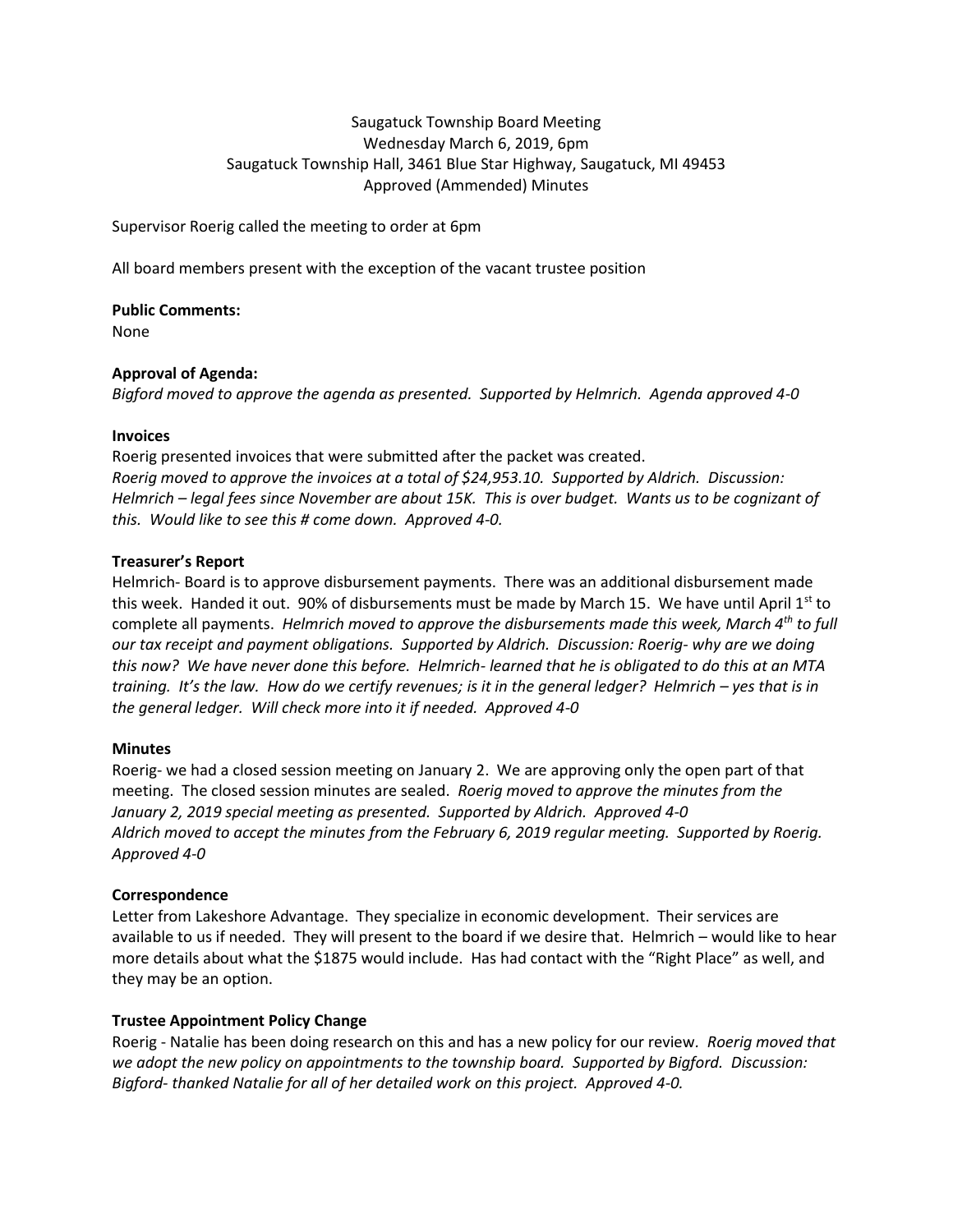Saugatuck Township Board Meeting
Wednesday March 6, 2019, 6pm
Saugatuck Township Hall, 3461 Blue Star Highway, Saugatuck, MI 49453
Approved (Ammended) Minutes

Supervisor Roerig called the meeting to order at 6pm

All board members present with the exception of the vacant trustee position

**Public Comments:**
None

**Approval of Agenda:**
*Bigford moved to approve the agenda as presented. Supported by Helmrich. Agenda approved 4-0*

**Invoices**
Roerig presented invoices that were submitted after the packet was created.
*Roerig moved to approve the invoices at a total of $24,953.10. Supported by Aldrich. Discussion: Helmrich – legal fees since November are about 15K. This is over budget. Wants us to be cognizant of this. Would like to see this # come down. Approved 4-0.*

**Treasurer's Report**
Helmrich- Board is to approve disbursement payments. There was an additional disbursement made this week. Handed it out. 90% of disbursements must be made by March 15. We have until April 1st to complete all payments. *Helmrich moved to approve the disbursements made this week, March 4th to full our tax receipt and payment obligations. Supported by Aldrich. Discussion: Roerig- why are we doing this now? We have never done this before. Helmrich- learned that he is obligated to do this at an MTA training. It's the law. How do we certify revenues; is it in the general ledger? Helmrich – yes that is in the general ledger. Will check more into it if needed. Approved 4-0*

**Minutes**
Roerig- we had a closed session meeting on January 2. We are approving only the open part of that meeting. The closed session minutes are sealed. *Roerig moved to approve the minutes from the January 2, 2019 special meeting as presented. Supported by Aldrich. Approved 4-0*
*Aldrich moved to accept the minutes from the February 6, 2019 regular meeting. Supported by Roerig. Approved 4-0*

**Correspondence**
Letter from Lakeshore Advantage. They specialize in economic development. Their services are available to us if needed. They will present to the board if we desire that. Helmrich – would like to hear more details about what the $1875 would include. Has had contact with the "Right Place" as well, and they may be an option.

**Trustee Appointment Policy Change**
Roerig - Natalie has been doing research on this and has a new policy for our review. *Roerig moved that we adopt the new policy on appointments to the township board. Supported by Bigford. Discussion: Bigford- thanked Natalie for all of her detailed work on this project. Approved 4-0.*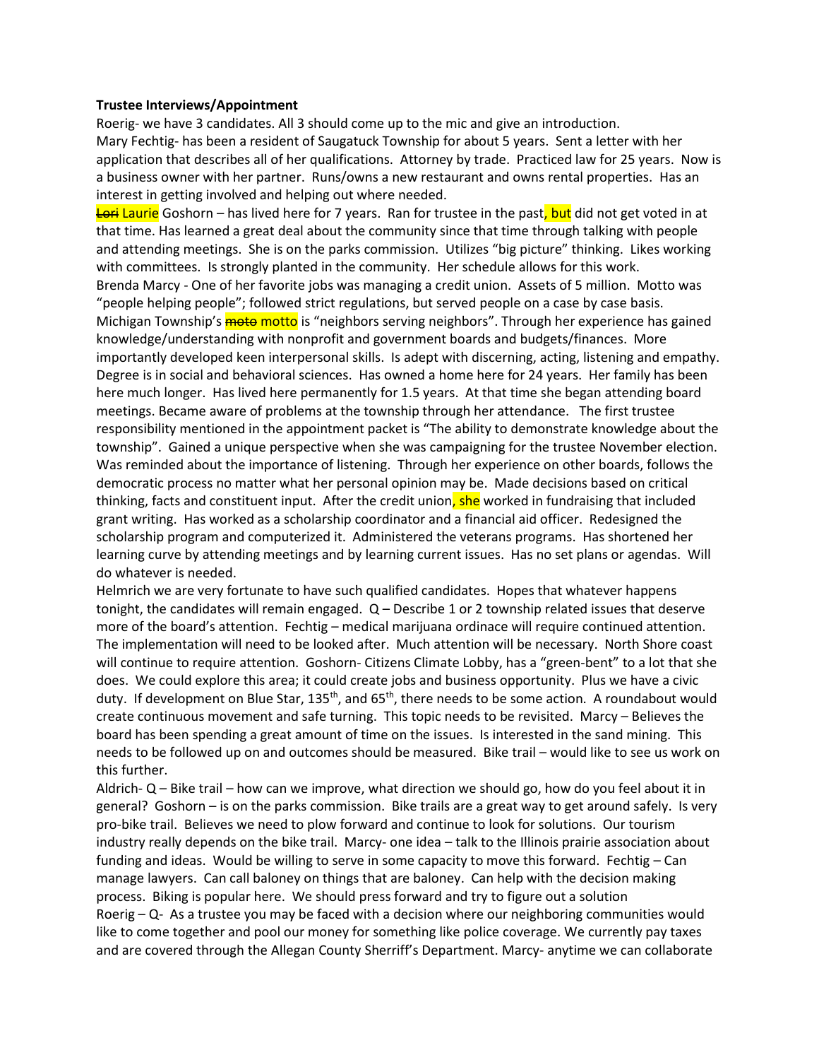**Trustee Interviews/Appointment**

Roerig- we have 3 candidates. All 3 should come up to the mic and give an introduction.

Mary Fechtig- has been a resident of Saugatuck Township for about 5 years. Sent a letter with her application that describes all of her qualifications. Attorney by trade. Practiced law for 25 years. Now is a business owner with her partner. Runs/owns a new restaurant and owns rental properties. Has an interest in getting involved and helping out where needed.

~~Lori~~ Laurie Goshorn – has lived here for 7 years. Ran for trustee in the past, but did not get voted in at that time. Has learned a great deal about the community since that time through talking with people and attending meetings. She is on the parks commission. Utilizes "big picture" thinking. Likes working with committees. Is strongly planted in the community. Her schedule allows for this work.

Brenda Marcy - One of her favorite jobs was managing a credit union. Assets of 5 million. Motto was "people helping people"; followed strict regulations, but served people on a case by case basis. Michigan Township's ~~moto~~ motto is "neighbors serving neighbors". Through her experience has gained knowledge/understanding with nonprofit and government boards and budgets/finances. More importantly developed keen interpersonal skills. Is adept with discerning, acting, listening and empathy. Degree is in social and behavioral sciences. Has owned a home here for 24 years. Her family has been here much longer. Has lived here permanently for 1.5 years. At that time she began attending board meetings. Became aware of problems at the township through her attendance. The first trustee responsibility mentioned in the appointment packet is "The ability to demonstrate knowledge about the township". Gained a unique perspective when she was campaigning for the trustee November election. Was reminded about the importance of listening. Through her experience on other boards, follows the democratic process no matter what her personal opinion may be. Made decisions based on critical thinking, facts and constituent input. After the credit union, she worked in fundraising that included grant writing. Has worked as a scholarship coordinator and a financial aid officer. Redesigned the scholarship program and computerized it. Administered the veterans programs. Has shortened her learning curve by attending meetings and by learning current issues. Has no set plans or agendas. Will do whatever is needed.

Helmrich we are very fortunate to have such qualified candidates. Hopes that whatever happens tonight, the candidates will remain engaged. Q – Describe 1 or 2 township related issues that deserve more of the board's attention. Fechtig – medical marijuana ordinace will require continued attention. The implementation will need to be looked after. Much attention will be necessary. North Shore coast will continue to require attention. Goshorn- Citizens Climate Lobby, has a "green-bent" to a lot that she does. We could explore this area; it could create jobs and business opportunity. Plus we have a civic duty. If development on Blue Star, 135th, and 65th, there needs to be some action. A roundabout would create continuous movement and safe turning. This topic needs to be revisited. Marcy – Believes the board has been spending a great amount of time on the issues. Is interested in the sand mining. This needs to be followed up on and outcomes should be measured. Bike trail – would like to see us work on this further.

Aldrich- Q – Bike trail – how can we improve, what direction we should go, how do you feel about it in general? Goshorn – is on the parks commission. Bike trails are a great way to get around safely. Is very pro-bike trail. Believes we need to plow forward and continue to look for solutions. Our tourism industry really depends on the bike trail. Marcy- one idea – talk to the Illinois prairie association about funding and ideas. Would be willing to serve in some capacity to move this forward. Fechtig – Can manage lawyers. Can call baloney on things that are baloney. Can help with the decision making process. Biking is popular here. We should press forward and try to figure out a solution

Roerig – Q- As a trustee you may be faced with a decision where our neighboring communities would like to come together and pool our money for something like police coverage. We currently pay taxes and are covered through the Allegan County Sherriff's Department. Marcy- anytime we can collaborate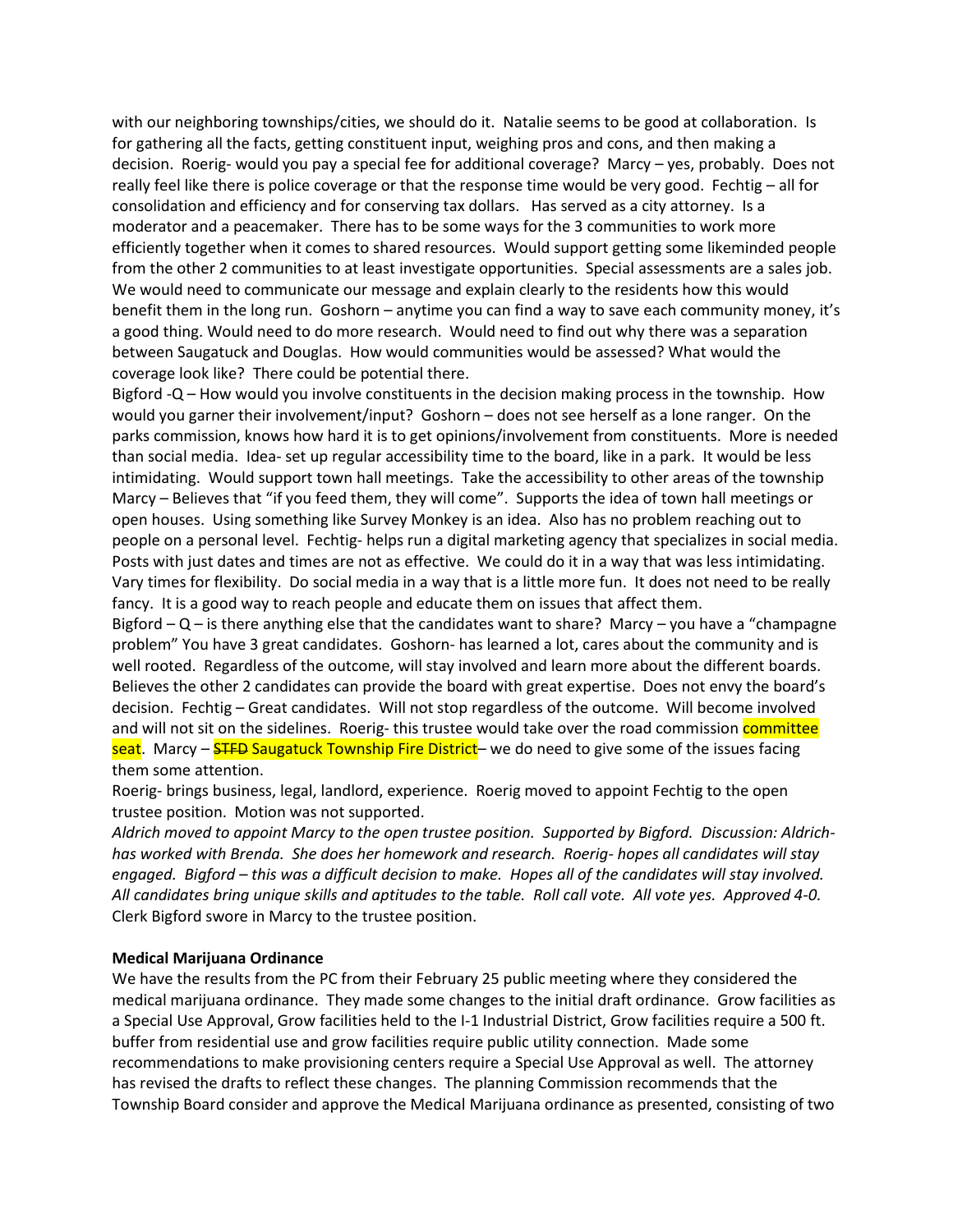with our neighboring townships/cities, we should do it. Natalie seems to be good at collaboration. Is for gathering all the facts, getting constituent input, weighing pros and cons, and then making a decision. Roerig- would you pay a special fee for additional coverage? Marcy – yes, probably. Does not really feel like there is police coverage or that the response time would be very good. Fechtig – all for consolidation and efficiency and for conserving tax dollars. Has served as a city attorney. Is a moderator and a peacemaker. There has to be some ways for the 3 communities to work more efficiently together when it comes to shared resources. Would support getting some likeminded people from the other 2 communities to at least investigate opportunities. Special assessments are a sales job. We would need to communicate our message and explain clearly to the residents how this would benefit them in the long run. Goshorn – anytime you can find a way to save each community money, it's a good thing. Would need to do more research. Would need to find out why there was a separation between Saugatuck and Douglas. How would communities would be assessed? What would the coverage look like? There could be potential there.

Bigford -Q – How would you involve constituents in the decision making process in the township. How would you garner their involvement/input? Goshorn – does not see herself as a lone ranger. On the parks commission, knows how hard it is to get opinions/involvement from constituents. More is needed than social media. Idea- set up regular accessibility time to the board, like in a park. It would be less intimidating. Would support town hall meetings. Take the accessibility to other areas of the township Marcy – Believes that "if you feed them, they will come". Supports the idea of town hall meetings or open houses. Using something like Survey Monkey is an idea. Also has no problem reaching out to people on a personal level. Fechtig- helps run a digital marketing agency that specializes in social media. Posts with just dates and times are not as effective. We could do it in a way that was less intimidating. Vary times for flexibility. Do social media in a way that is a little more fun. It does not need to be really fancy. It is a good way to reach people and educate them on issues that affect them.

Bigford – Q – is there anything else that the candidates want to share? Marcy – you have a "champagne problem" You have 3 great candidates. Goshorn- has learned a lot, cares about the community and is well rooted. Regardless of the outcome, will stay involved and learn more about the different boards. Believes the other 2 candidates can provide the board with great expertise. Does not envy the board's decision. Fechtig – Great candidates. Will not stop regardless of the outcome. Will become involved and will not sit on the sidelines. Roerig- this trustee would take over the road commission committee seat. Marcy – ~~STFD~~ Saugatuck Township Fire District– we do need to give some of the issues facing them some attention.

Roerig- brings business, legal, landlord, experience. Roerig moved to appoint Fechtig to the open trustee position. Motion was not supported.

*Aldrich moved to appoint Marcy to the open trustee position. Supported by Bigford. Discussion: Aldrich- has worked with Brenda. She does her homework and research. Roerig- hopes all candidates will stay engaged. Bigford – this was a difficult decision to make. Hopes all of the candidates will stay involved. All candidates bring unique skills and aptitudes to the table. Roll call vote. All vote yes. Approved 4-0.* Clerk Bigford swore in Marcy to the trustee position.

**Medical Marijuana Ordinance**

We have the results from the PC from their February 25 public meeting where they considered the medical marijuana ordinance. They made some changes to the initial draft ordinance. Grow facilities as a Special Use Approval, Grow facilities held to the I-1 Industrial District, Grow facilities require a 500 ft. buffer from residential use and grow facilities require public utility connection. Made some recommendations to make provisioning centers require a Special Use Approval as well. The attorney has revised the drafts to reflect these changes. The planning Commission recommends that the Township Board consider and approve the Medical Marijuana ordinance as presented, consisting of two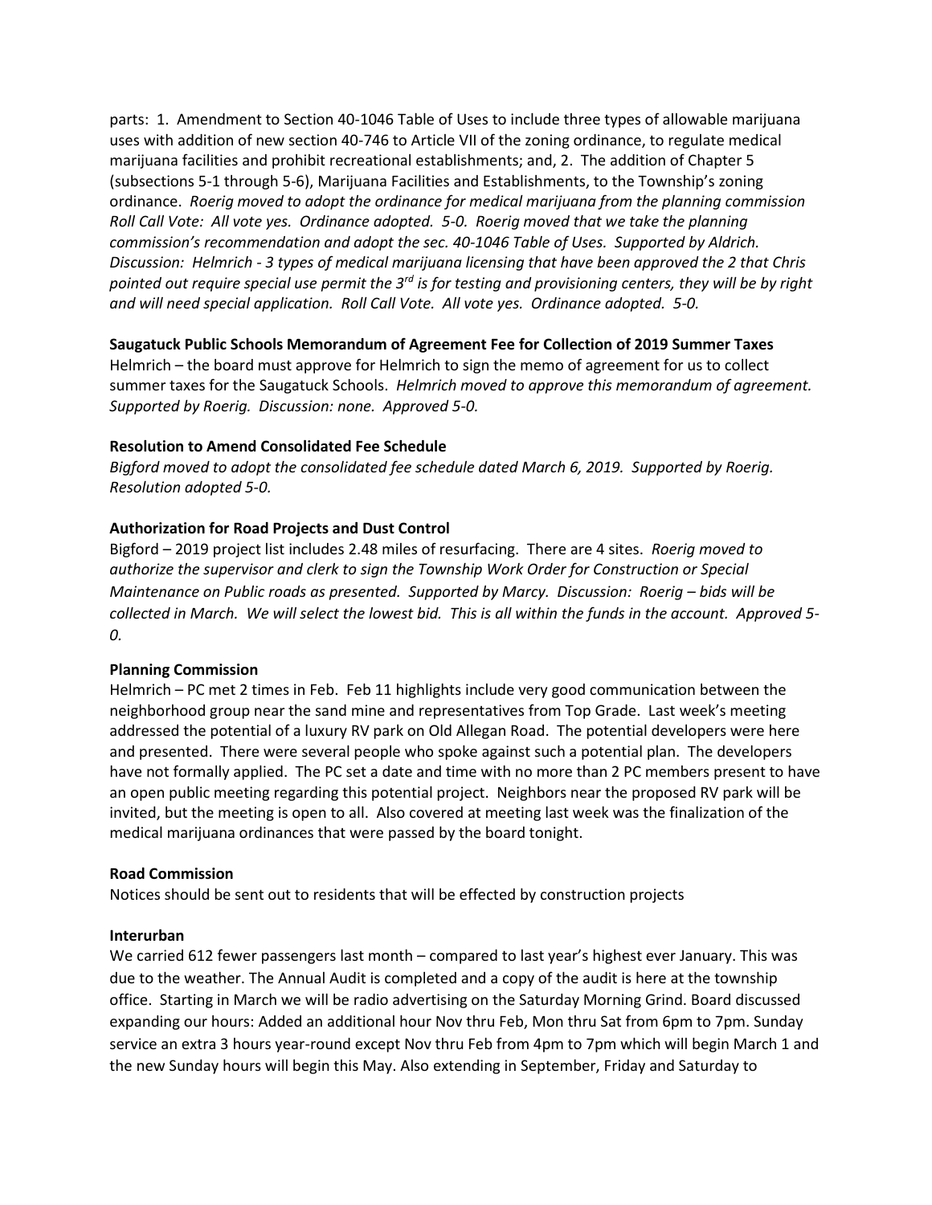parts: 1. Amendment to Section 40-1046 Table of Uses to include three types of allowable marijuana uses with addition of new section 40-746 to Article VII of the zoning ordinance, to regulate medical marijuana facilities and prohibit recreational establishments; and, 2. The addition of Chapter 5 (subsections 5-1 through 5-6), Marijuana Facilities and Establishments, to the Township's zoning ordinance. *Roerig moved to adopt the ordinance for medical marijuana from the planning commission Roll Call Vote: All vote yes. Ordinance adopted. 5-0. Roerig moved that we take the planning commission's recommendation and adopt the sec. 40-1046 Table of Uses. Supported by Aldrich. Discussion: Helmrich - 3 types of medical marijuana licensing that have been approved the 2 that Chris pointed out require special use permit the 3rd is for testing and provisioning centers, they will be by right and will need special application. Roll Call Vote. All vote yes. Ordinance adopted. 5-0.*

**Saugatuck Public Schools Memorandum of Agreement Fee for Collection of 2019 Summer Taxes**

Helmrich – the board must approve for Helmrich to sign the memo of agreement for us to collect summer taxes for the Saugatuck Schools. *Helmrich moved to approve this memorandum of agreement. Supported by Roerig. Discussion: none. Approved 5-0.*

**Resolution to Amend Consolidated Fee Schedule**

*Bigford moved to adopt the consolidated fee schedule dated March 6, 2019. Supported by Roerig. Resolution adopted 5-0.*

**Authorization for Road Projects and Dust Control**

Bigford – 2019 project list includes 2.48 miles of resurfacing. There are 4 sites. *Roerig moved to authorize the supervisor and clerk to sign the Township Work Order for Construction or Special Maintenance on Public roads as presented. Supported by Marcy. Discussion: Roerig – bids will be collected in March. We will select the lowest bid. This is all within the funds in the account. Approved 5-0.*

**Planning Commission**

Helmrich – PC met 2 times in Feb. Feb 11 highlights include very good communication between the neighborhood group near the sand mine and representatives from Top Grade. Last week's meeting addressed the potential of a luxury RV park on Old Allegan Road. The potential developers were here and presented. There were several people who spoke against such a potential plan. The developers have not formally applied. The PC set a date and time with no more than 2 PC members present to have an open public meeting regarding this potential project. Neighbors near the proposed RV park will be invited, but the meeting is open to all. Also covered at meeting last week was the finalization of the medical marijuana ordinances that were passed by the board tonight.

**Road Commission**

Notices should be sent out to residents that will be effected by construction projects

**Interurban**

We carried 612 fewer passengers last month – compared to last year's highest ever January. This was due to the weather. The Annual Audit is completed and a copy of the audit is here at the township office. Starting in March we will be radio advertising on the Saturday Morning Grind. Board discussed expanding our hours: Added an additional hour Nov thru Feb, Mon thru Sat from 6pm to 7pm. Sunday service an extra 3 hours year-round except Nov thru Feb from 4pm to 7pm which will begin March 1 and the new Sunday hours will begin this May. Also extending in September, Friday and Saturday to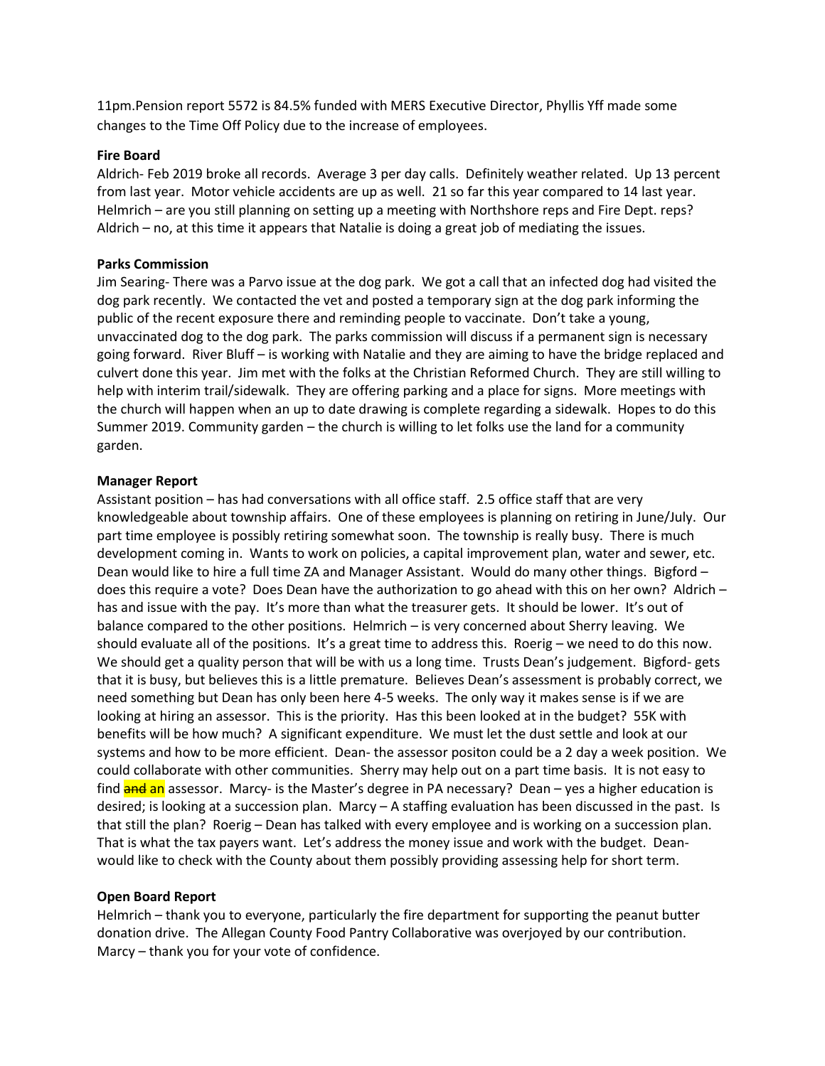11pm.Pension report 5572 is 84.5% funded with MERS Executive Director, Phyllis Yff made some changes to the Time Off Policy due to the increase of employees.

**Fire Board**

Aldrich- Feb 2019 broke all records. Average 3 per day calls. Definitely weather related. Up 13 percent from last year. Motor vehicle accidents are up as well. 21 so far this year compared to 14 last year. Helmrich – are you still planning on setting up a meeting with Northshore reps and Fire Dept. reps? Aldrich – no, at this time it appears that Natalie is doing a great job of mediating the issues.

**Parks Commission**

Jim Searing- There was a Parvo issue at the dog park. We got a call that an infected dog had visited the dog park recently. We contacted the vet and posted a temporary sign at the dog park informing the public of the recent exposure there and reminding people to vaccinate. Don't take a young, unvaccinated dog to the dog park. The parks commission will discuss if a permanent sign is necessary going forward. River Bluff – is working with Natalie and they are aiming to have the bridge replaced and culvert done this year. Jim met with the folks at the Christian Reformed Church. They are still willing to help with interim trail/sidewalk. They are offering parking and a place for signs. More meetings with the church will happen when an up to date drawing is complete regarding a sidewalk. Hopes to do this Summer 2019. Community garden – the church is willing to let folks use the land for a community garden.

**Manager Report**

Assistant position – has had conversations with all office staff. 2.5 office staff that are very knowledgeable about township affairs. One of these employees is planning on retiring in June/July. Our part time employee is possibly retiring somewhat soon. The township is really busy. There is much development coming in. Wants to work on policies, a capital improvement plan, water and sewer, etc. Dean would like to hire a full time ZA and Manager Assistant. Would do many other things. Bigford – does this require a vote? Does Dean have the authorization to go ahead with this on her own? Aldrich – has and issue with the pay. It's more than what the treasurer gets. It should be lower. It's out of balance compared to the other positions. Helmrich – is very concerned about Sherry leaving. We should evaluate all of the positions. It's a great time to address this. Roerig – we need to do this now. We should get a quality person that will be with us a long time. Trusts Dean's judgement. Bigford- gets that it is busy, but believes this is a little premature. Believes Dean's assessment is probably correct, we need something but Dean has only been here 4-5 weeks. The only way it makes sense is if we are looking at hiring an assessor. This is the priority. Has this been looked at in the budget? 55K with benefits will be how much? A significant expenditure. We must let the dust settle and look at our systems and how to be more efficient. Dean- the assessor positon could be a 2 day a week position. We could collaborate with other communities. Sherry may help out on a part time basis. It is not easy to find ~~and~~ an assessor. Marcy- is the Master's degree in PA necessary? Dean – yes a higher education is desired; is looking at a succession plan. Marcy – A staffing evaluation has been discussed in the past. Is that still the plan? Roerig – Dean has talked with every employee and is working on a succession plan. That is what the tax payers want. Let's address the money issue and work with the budget. Dean- would like to check with the County about them possibly providing assessing help for short term.

**Open Board Report**

Helmrich – thank you to everyone, particularly the fire department for supporting the peanut butter donation drive. The Allegan County Food Pantry Collaborative was overjoyed by our contribution. Marcy – thank you for your vote of confidence.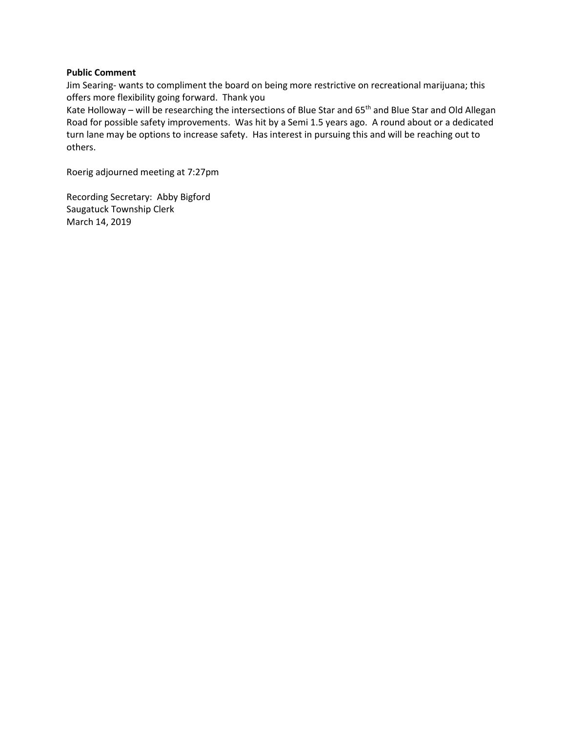**Public Comment**

Jim Searing- wants to compliment the board on being more restrictive on recreational marijuana; this offers more flexibility going forward. Thank you

Kate Holloway – will be researching the intersections of Blue Star and 65$^{th}$ and Blue Star and Old Allegan Road for possible safety improvements. Was hit by a Semi 1.5 years ago. A round about or a dedicated turn lane may be options to increase safety. Has interest in pursuing this and will be reaching out to others.

Roerig adjourned meeting at 7:27pm

Recording Secretary: Abby Bigford
Saugatuck Township Clerk
March 14, 2019